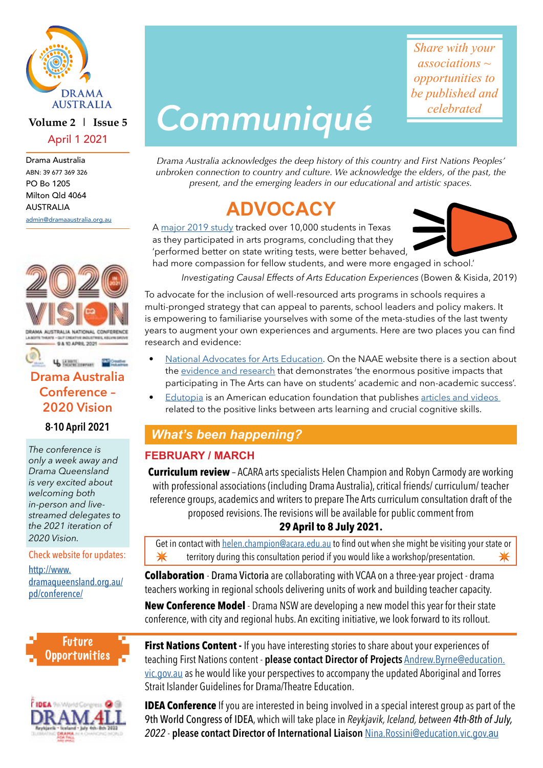DRAMA AUSTRALIA

**Volume 2 | Issue 5**

April 1 2021

Drama Australia
ABN: 39 677 369 326
PO Bo 1205
Milton Qld 4064
AUSTRALIA
admin@dramaaustralia.org.au

# Communiqué

*Share with your associations ~ opportunities to be published and celebrated*

*Drama Australia acknowledges the deep history of this country and First Nations Peoples' unbroken connection to country and culture. We acknowledge the elders, of the past, the present, and the emerging leaders in our educational and artistic spaces.*

## ADVOCACY

A major 2019 study tracked over 10,000 students in Texas as they participated in arts programs, concluding that they 'performed better on state writing tests, were better behaved, had more compassion for fellow students, and were more engaged in school.'

*Investigating Causal Effects of Arts Education Experiences* (Bowen & Kisida, 2019)

To advocate for the inclusion of well-resourced arts programs in schools requires a multi-pronged strategy that can appeal to parents, school leaders and policy makers. It is empowering to familiarise yourselves with some of the meta-studies of the last twenty years to augment your own experiences and arguments. Here are two places you can find research and evidence:

- National Advocates for Arts Education. On the NAAE website there is a section about the evidence and research that demonstrates 'the enormous positive impacts that participating in The Arts can have on students' academic and non-academic success'.
- Edutopia is an American education foundation that publishes articles and videos related to the positive links between arts learning and crucial cognitive skills.

## *What's been happening?*

### FEBRUARY / MARCH

**Curriculum review** – ACARA arts specialists Helen Champion and Robyn Carmody are working with professional associations (including Drama Australia), critical friends/ curriculum/ teacher reference groups, academics and writers to prepare The Arts curriculum consultation draft of the proposed revisions. The revisions will be available for public comment from **29 April to 8 July 2021.**

Get in contact with helen.champion@acara.edu.au to find out when she might be visiting your state or territory during this consultation period if you would like a workshop/presentation.

**Collaboration** - Drama Victoria are collaborating with VCAA on a three-year project - drama teachers working in regional schools delivering units of work and building teacher capacity.

**New Conference Model** - Drama NSW are developing a new model this year for their state conference, with city and regional hubs. An exciting initiative, we look forward to its rollout.

**First Nations Content -** If you have interesting stories to share about your experiences of teaching First Nations content - **please contact Director of Projects** Andrew.Byrne@education.vic.gov.au as he would like your perspectives to accompany the updated Aboriginal and Torres Strait Islander Guidelines for Drama/Theatre Education.

**IDEA Conference** If you are interested in being involved in a special interest group as part of the 9th World Congress of IDEA, which will take place in *Reykjavik, Iceland, between 4th-8th of July, 2022* - **please contact Director of International Liaison** Nina.Rossini@education.vic.gov.au

---

2020 VISION — DRAMA AUSTRALIA NATIONAL CONFERENCE — LA BOITE THEATRE · QUT CREATIVE INDUSTRIES, KELVIN GROVE · 8 & 10 APRIL 2021

## Drama Australia Conference – 2020 Vision

**8-10 April 2021**

*The conference is only a week away and Drama Queensland is very excited about welcoming both in-person and live-streamed delegates to the 2021 iteration of 2020 Vision.*

Check website for updates:
http://www.dramaqueensland.org.au/pd/conference/

## Future Opportunities

IDEA 9th World Congress — DRAMA4LL — Reykjavik - Iceland - July 4th-8th 2022 — CELEBRATING DRAMA IN A CHANGING WORLD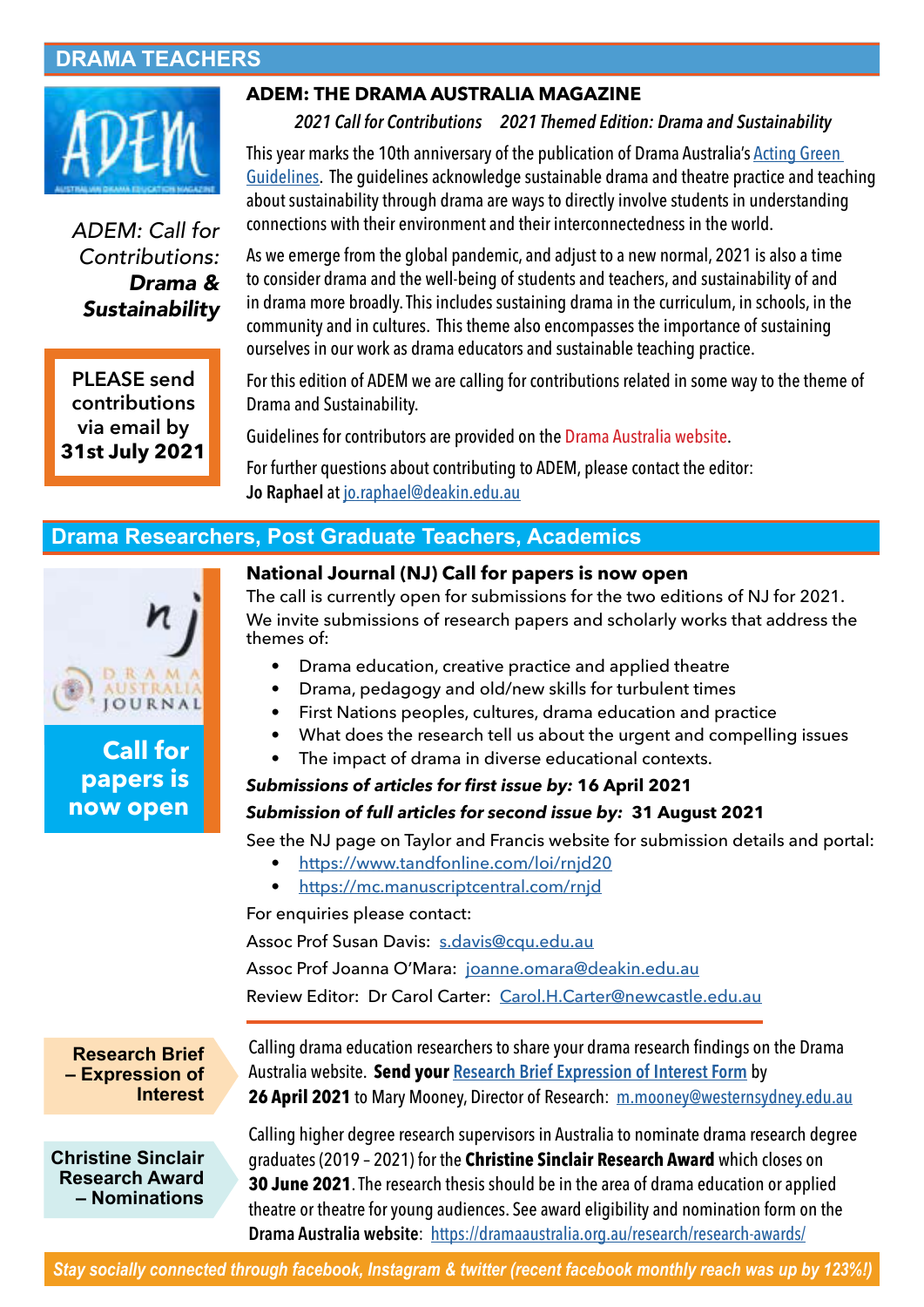## DRAMA TEACHERS

*ADEM: Call for Contributions:* ***Drama & Sustainability***

**PLEASE send contributions via email by 31st July 2021**

### ADEM: THE DRAMA AUSTRALIA MAGAZINE

*2021 Call for Contributions* *2021 Themed Edition: Drama and Sustainability*

This year marks the 10th anniversary of the publication of Drama Australia's Acting Green Guidelines. The guidelines acknowledge sustainable drama and theatre practice and teaching about sustainability through drama are ways to directly involve students in understanding connections with their environment and their interconnectedness in the world.

As we emerge from the global pandemic, and adjust to a new normal, 2021 is also a time to consider drama and the well-being of students and teachers, and sustainability of and in drama more broadly. This includes sustaining drama in the curriculum, in schools, in the community and in cultures. This theme also encompasses the importance of sustaining ourselves in our work as drama educators and sustainable teaching practice.

For this edition of ADEM we are calling for contributions related in some way to the theme of Drama and Sustainability.

Guidelines for contributors are provided on the Drama Australia website.

For further questions about contributing to ADEM, please contact the editor:
**Jo Raphael** at jo.raphael@deakin.edu.au

## Drama Researchers, Post Graduate Teachers, Academics

**Call for papers is now open**

### National Journal (NJ) Call for papers is now open

The call is currently open for submissions for the two editions of NJ for 2021. We invite submissions of research papers and scholarly works that address the themes of:

- Drama education, creative practice and applied theatre
- Drama, pedagogy and old/new skills for turbulent times
- First Nations peoples, cultures, drama education and practice
- What does the research tell us about the urgent and compelling issues
- The impact of drama in diverse educational contexts.

***Submissions of articles for first issue by:* 16 April 2021**

***Submission of full articles for second issue by:* 31 August 2021**

See the NJ page on Taylor and Francis website for submission details and portal:

- https://www.tandfonline.com/loi/rnjd20
- https://mc.manuscriptcentral.com/rnjd

For enquiries please contact:

Assoc Prof Susan Davis: s.davis@cqu.edu.au

Assoc Prof Joanna O'Mara: joanne.omara@deakin.edu.au

Review Editor: Dr Carol Carter: Carol.H.Carter@newcastle.edu.au

**Research Brief – Expression of Interest**

Calling drama education researchers to share your drama research findings on the Drama Australia website. **Send your Research Brief Expression of Interest Form** by **26 April 2021** to Mary Mooney, Director of Research: m.mooney@westernsydney.edu.au

**Christine Sinclair Research Award – Nominations**

Calling higher degree research supervisors in Australia to nominate drama research degree graduates (2019 – 2021) for the **Christine Sinclair Research Award** which closes on **30 June 2021**. The research thesis should be in the area of drama education or applied theatre or theatre for young audiences. See award eligibility and nomination form on the **Drama Australia website**: https://dramaaustralia.org.au/research/research-awards/

***Stay socially connected through facebook, Instagram & twitter (recent facebook monthly reach was up by 123%!)***